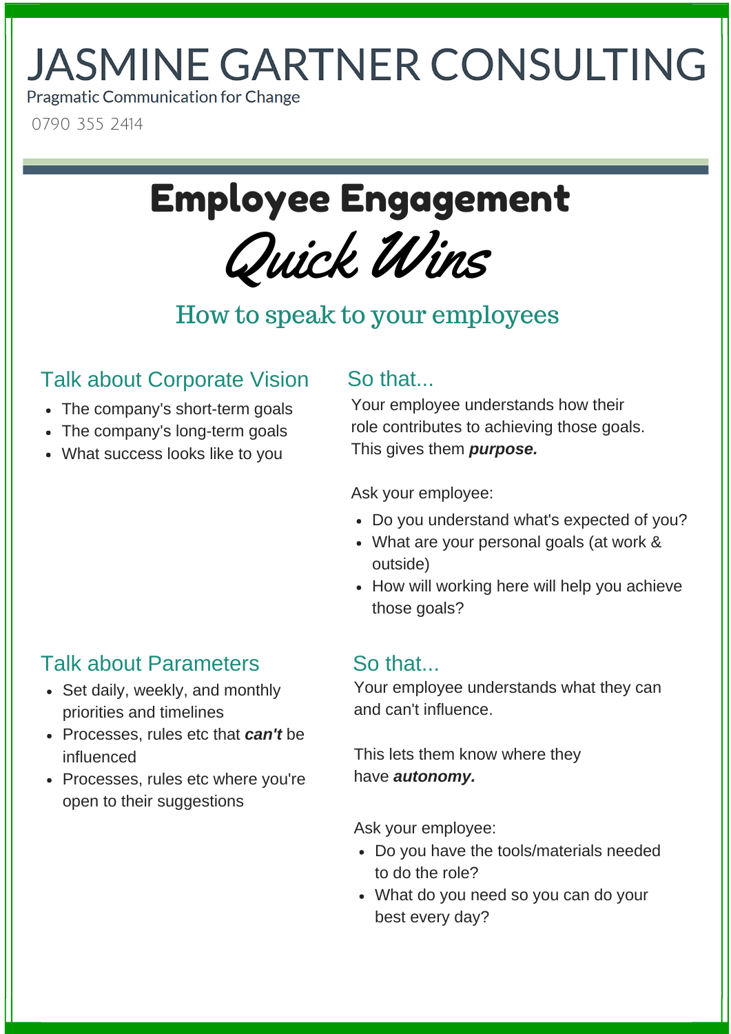# JASMINE GARTNER CONSULTING

Pragmatic Communication for Change

0790 355 2414

# Employee Engagement

## *Quick Wins*

### How to speak to your employees

### Talk about Corporate Vision

- The company's short-term goals
- The company's long-term goals
- What success looks like to you

### So that...

Your employee understands how their role contributes to achieving those goals. This gives them ***purpose.***

Ask your employee:

- Do you understand what's expected of you?
- What are your personal goals (at work & outside)
- How will working here will help you achieve those goals?

### Talk about Parameters

- Set daily, weekly, and monthly priorities and timelines
- Processes, rules etc that ***can't*** be influenced
- Processes, rules etc where you're open to their suggestions

### So that...

Your employee understands what they can and can't influence.

This lets them know where they have ***autonomy.***

Ask your employee:

- Do you have the tools/materials needed to do the role?
- What do you need so you can do your best every day?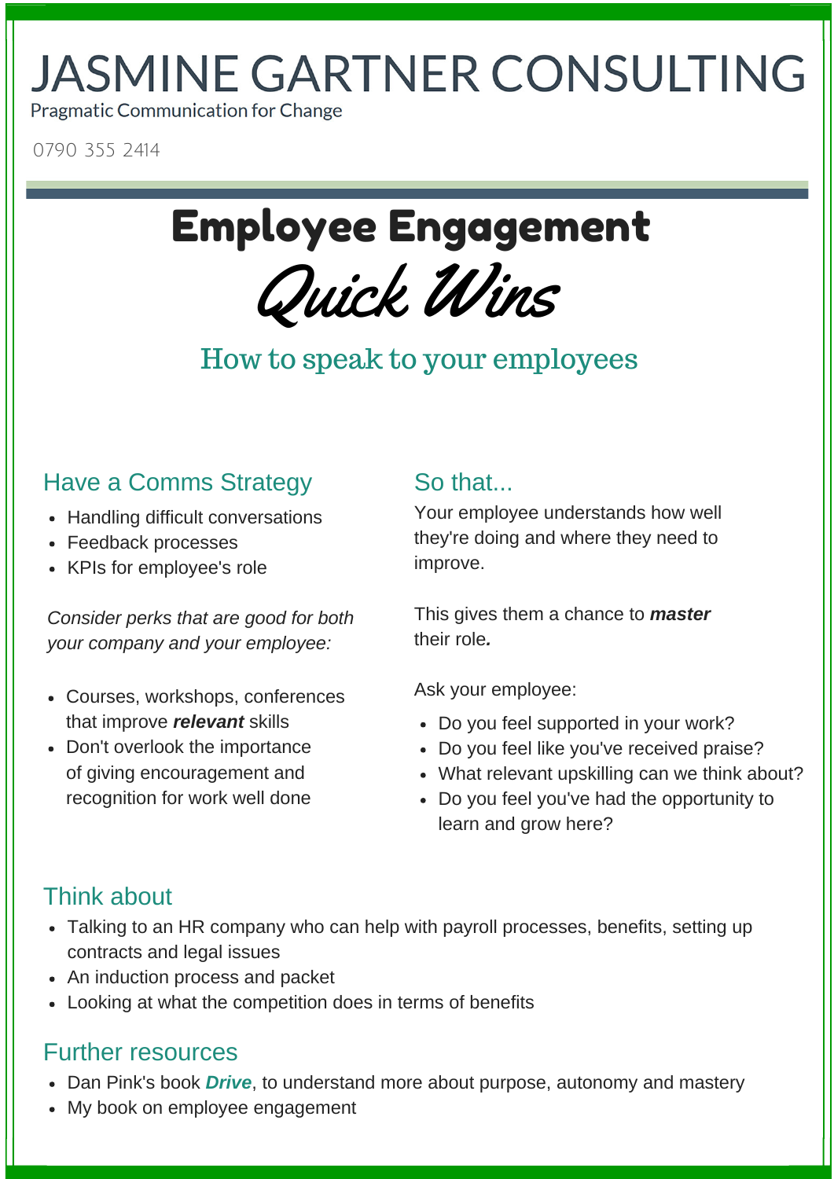# JASMINE GARTNER CONSULTING

Pragmatic Communication for Change

0790 355 2414

# Employee Engagement

## *Quick Wins*

### How to speak to your employees

### Have a Comms Strategy

- Handling difficult conversations
- Feedback processes
- KPIs for employee's role

*Consider perks that are good for both your company and your employee:*

- Courses, workshops, conferences that improve ***relevant*** skills
- Don't overlook the importance of giving encouragement and recognition for work well done

### So that...

Your employee understands how well they're doing and where they need to improve.

This gives them a chance to ***master*** their role***.***

Ask your employee:

- Do you feel supported in your work?
- Do you feel like you've received praise?
- What relevant upskilling can we think about?
- Do you feel you've had the opportunity to learn and grow here?

### Think about

- Talking to an HR company who can help with payroll processes, benefits, setting up contracts and legal issues
- An induction process and packet
- Looking at what the competition does in terms of benefits

### Further resources

- Dan Pink's book ***Drive***, to understand more about purpose, autonomy and mastery
- My book on employee engagement